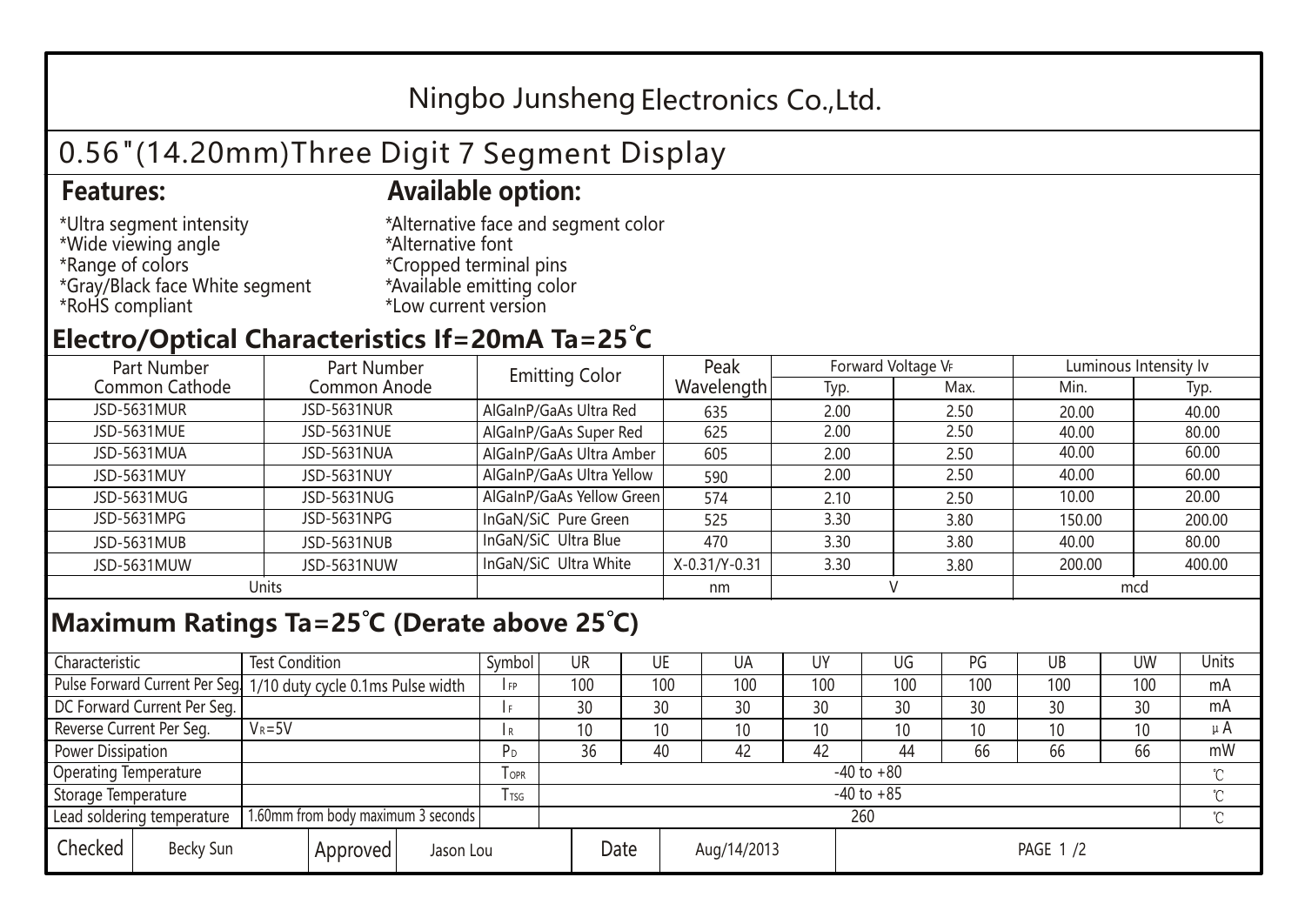# Ningbo Junsheng Electronics Co.,Ltd.

## 0.56"(14.20mm)Three Digit 7 Segment Display

**Features:**

*Ultra segment intensity
*Wide viewing angle
*Range of colors
*Gray/Black face White segment
*RoHS compliant

**Available option:**

*Alternative face and segment color
*Alternative font
*Cropped terminal pins
*Available emitting color
*Low current version

## Electro/Optical Characteristics If=20mA Ta=25°C

| Part Number Common Cathode | Part Number Common Anode | Emitting Color | Peak Wavelength | Forward Voltage $V_F$ | | Luminous Intensity Iv | |
|---|---|---|---|---|---|---|---|
| | | | | Typ. | Max. | Min. | Typ. |
| JSD-5631MUR | JSD-5631NUR | AlGaInP/GaAs Ultra Red | 635 | 2.00 | 2.50 | 20.00 | 40.00 |
| JSD-5631MUE | JSD-5631NUE | AlGaInP/GaAs Super Red | 625 | 2.00 | 2.50 | 40.00 | 80.00 |
| JSD-5631MUA | JSD-5631NUA | AlGaInP/GaAs Ultra Amber | 605 | 2.00 | 2.50 | 40.00 | 60.00 |
| JSD-5631MUY | JSD-5631NUY | AlGaInP/GaAs Ultra Yellow | 590 | 2.00 | 2.50 | 40.00 | 60.00 |
| JSD-5631MUG | JSD-5631NUG | AlGaInP/GaAs Yellow Green | 574 | 2.10 | 2.50 | 10.00 | 20.00 |
| JSD-5631MPG | JSD-5631NPG | InGaN/SiC Pure Green | 525 | 3.30 | 3.80 | 150.00 | 200.00 |
| JSD-5631MUB | JSD-5631NUB | InGaN/SiC Ultra Blue | 470 | 3.30 | 3.80 | 40.00 | 80.00 |
| JSD-5631MUW | JSD-5631NUW | InGaN/SiC Ultra White | X-0.31/Y-0.31 | 3.30 | 3.80 | 200.00 | 400.00 |
| Units | | | nm | V | | mcd | |

## Maximum Ratings Ta=25°C (Derate above 25°C)

| Characteristic | Test Condition | Symbol | UR | UE | UA | UY | UG | PG | UB | UW | Units |
|---|---|---|---|---|---|---|---|---|---|---|---|
| Pulse Forward Current Per Seg. | 1/10 duty cycle 0.1ms Pulse width | $I_{FP}$ | 100 | 100 | 100 | 100 | 100 | 100 | 100 | 100 | mA |
| DC Forward Current Per Seg. | | $I_F$ | 30 | 30 | 30 | 30 | 30 | 30 | 30 | 30 | mA |
| Reverse Current Per Seg. | $V_R$=5V | $I_R$ | 10 | 10 | 10 | 10 | 10 | 10 | 10 | 10 | μA |
| Power Dissipation | | $P_D$ | 36 | 40 | 42 | 42 | 44 | 66 | 66 | 66 | mW |
| Operating Temperature | | $T_{OPR}$ | -40 to +80 | | | | | | | | ℃ |
| Storage Temperature | | $T_{TSG}$ | -40 to +85 | | | | | | | | ℃ |
| Lead soldering temperature | 1.60mm from body maximum 3 seconds | | 260 | | | | | | | | ℃ |

| Checked | Becky Sun | Approved | Jason Lou | Date | Aug/14/2013 |
|---|---|---|---|---|---|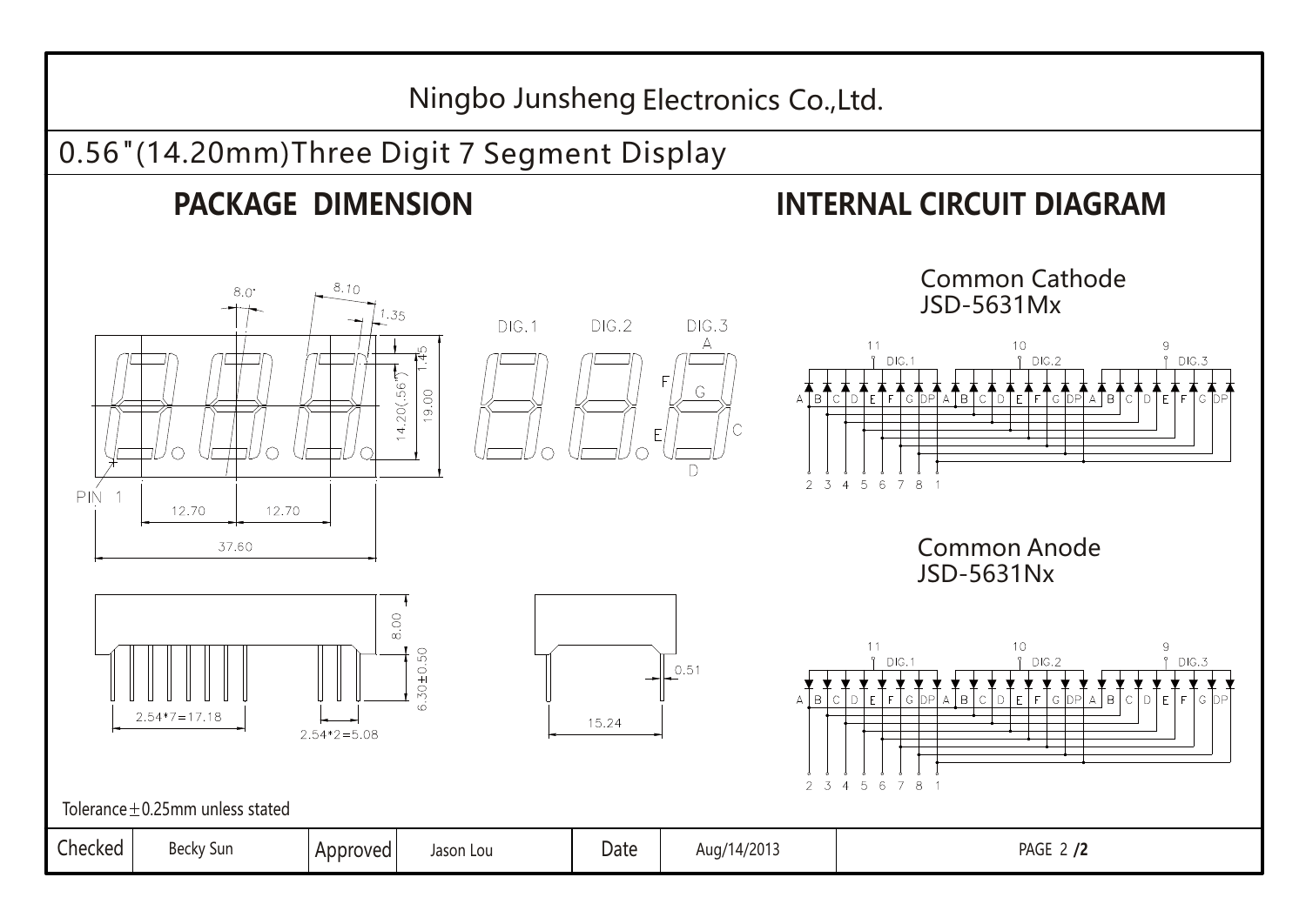Ningbo Junsheng Electronics Co.,Ltd.

0.56"(14.20mm)Three Digit 7 Segment Display

## PACKAGE DIMENSION

8.0°
8.10
1.35
1.45
14.20(.56")
19.00
PIN 1
12.70
12.70
37.60

DIG.1 DIG.2 DIG.3
A
F
G
E
C
D

8.00
6.30±0.50
2.54*7=17.18
2.54*2=5.08
0.51
15.24

Tolerance ± 0.25mm unless stated

## INTERNAL CIRCUIT DIAGRAM

Common Cathode
JSD-5631Mx

11 DIG.1
10 DIG.2
9 DIG.3
A B C D E F G DP A B C D E F G DP A B C D E F G DP
2 3 4 5 6 7 8 1

Common Anode
JSD-5631Nx

11 DIG.1
10 DIG.2
9 DIG.3
A B C D E F G DP A B C D E F G DP A B C D E F G DP
2 3 4 5 6 7 8 1

| Checked | Becky Sun | Approved | Jason Lou | Date | Aug/14/2013 | PAGE 2 /2 |
| --- | --- | --- | --- | --- | --- | --- |